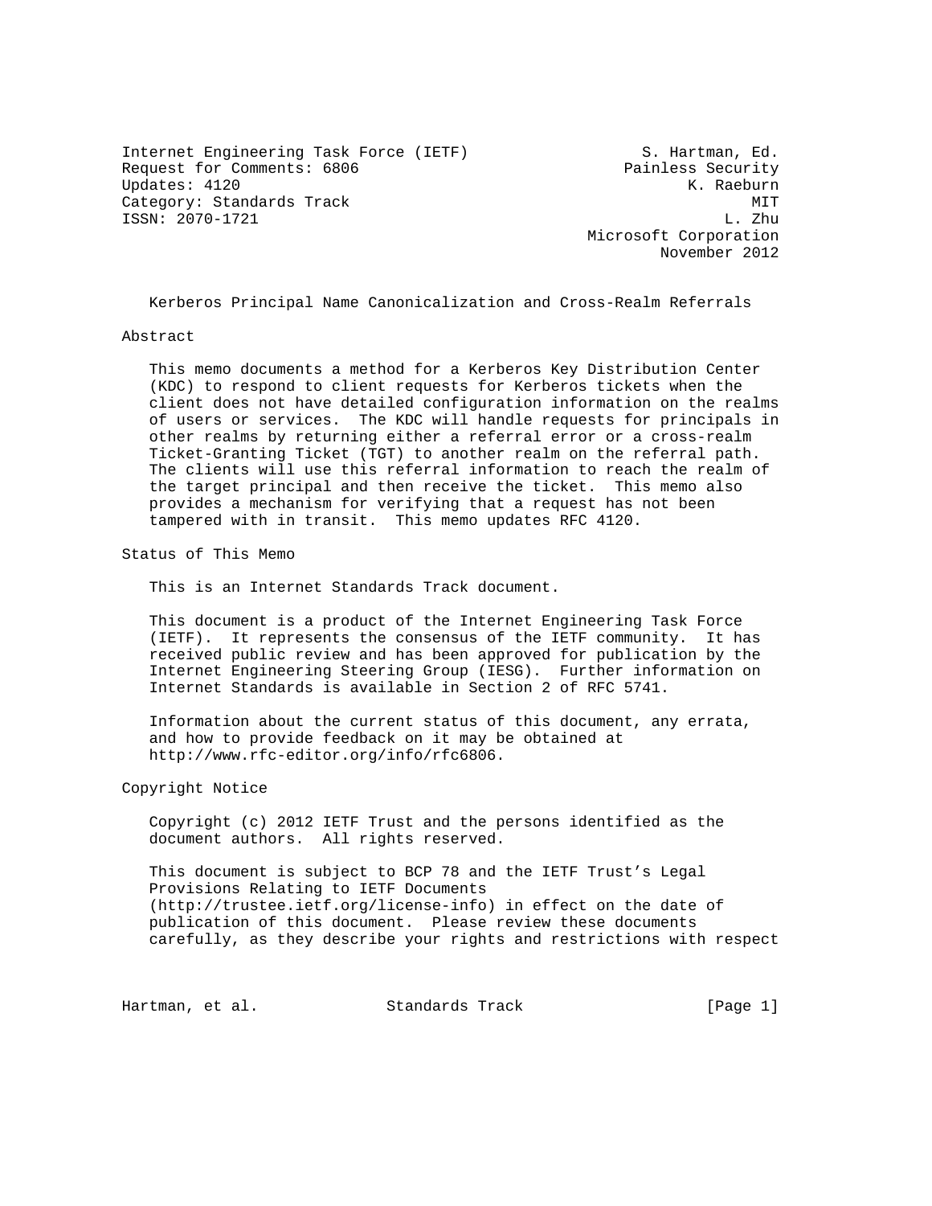Internet Engineering Task Force (IETF) S. Hartman, Ed.
Request for Comments: 6806 Painless Security
Updates: 4120 K. Raeburn
Category: Standards Track MIT
ISSN: 2070-1721 L. Zhu
Microsoft Corporation
November 2012

# Kerberos Principal Name Canonicalization and Cross-Realm Referrals

## Abstract

This memo documents a method for a Kerberos Key Distribution Center (KDC) to respond to client requests for Kerberos tickets when the client does not have detailed configuration information on the realms of users or services. The KDC will handle requests for principals in other realms by returning either a referral error or a cross-realm Ticket-Granting Ticket (TGT) to another realm on the referral path. The clients will use this referral information to reach the realm of the target principal and then receive the ticket. This memo also provides a mechanism for verifying that a request has not been tampered with in transit. This memo updates RFC 4120.

## Status of This Memo

This is an Internet Standards Track document.

This document is a product of the Internet Engineering Task Force (IETF). It represents the consensus of the IETF community. It has received public review and has been approved for publication by the Internet Engineering Steering Group (IESG). Further information on Internet Standards is available in Section 2 of RFC 5741.

Information about the current status of this document, any errata, and how to provide feedback on it may be obtained at http://www.rfc-editor.org/info/rfc6806.

## Copyright Notice

Copyright (c) 2012 IETF Trust and the persons identified as the document authors. All rights reserved.

This document is subject to BCP 78 and the IETF Trust's Legal Provisions Relating to IETF Documents (http://trustee.ietf.org/license-info) in effect on the date of publication of this document. Please review these documents carefully, as they describe your rights and restrictions with respect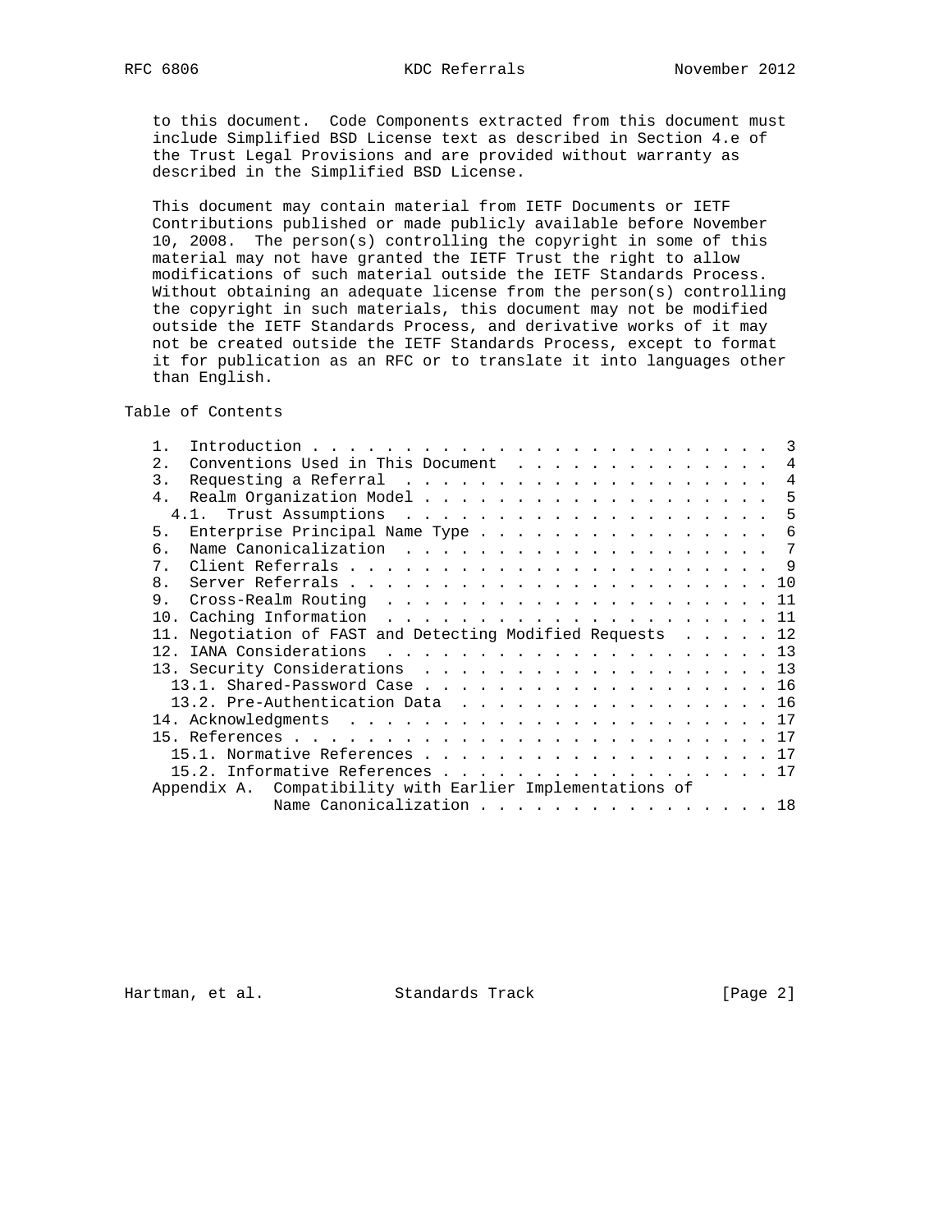to this document. Code Components extracted from this document must include Simplified BSD License text as described in Section 4.e of the Trust Legal Provisions and are provided without warranty as described in the Simplified BSD License.

This document may contain material from IETF Documents or IETF Contributions published or made publicly available before November 10, 2008. The person(s) controlling the copyright in some of this material may not have granted the IETF Trust the right to allow modifications of such material outside the IETF Standards Process. Without obtaining an adequate license from the person(s) controlling the copyright in such materials, this document may not be modified outside the IETF Standards Process, and derivative works of it may not be created outside the IETF Standards Process, except to format it for publication as an RFC or to translate it into languages other than English.

## Table of Contents

```
   1.  Introduction . . . . . . . . . . . . . . . . . . . . . . . .  3
   2.  Conventions Used in This Document  . . . . . . . . . . . . .  4
   3.  Requesting a Referral  . . . . . . . . . . . . . . . . . . .  4
   4.  Realm Organization Model . . . . . . . . . . . . . . . . . .  5
     4.1.  Trust Assumptions  . . . . . . . . . . . . . . . . . . .  5
   5.  Enterprise Principal Name Type . . . . . . . . . . . . . . .  6
   6.  Name Canonicalization  . . . . . . . . . . . . . . . . . . .  7
   7.  Client Referrals . . . . . . . . . . . . . . . . . . . . . .  9
   8.  Server Referrals . . . . . . . . . . . . . . . . . . . . . . 10
   9.  Cross-Realm Routing  . . . . . . . . . . . . . . . . . . . . 11
   10. Caching Information  . . . . . . . . . . . . . . . . . . . . 11
   11. Negotiation of FAST and Detecting Modified Requests  . . . . . 12
   12. IANA Considerations  . . . . . . . . . . . . . . . . . . . . 13
   13. Security Considerations  . . . . . . . . . . . . . . . . . . 13
     13.1. Shared-Password Case . . . . . . . . . . . . . . . . . . 16
     13.2. Pre-Authentication Data  . . . . . . . . . . . . . . . . 16
   14. Acknowledgments  . . . . . . . . . . . . . . . . . . . . . . 17
   15. References . . . . . . . . . . . . . . . . . . . . . . . . . 17
     15.1. Normative References . . . . . . . . . . . . . . . . . . 17
     15.2. Informative References . . . . . . . . . . . . . . . . . 17
   Appendix A.  Compatibility with Earlier Implementations of
                Name Canonicalization . . . . . . . . . . . . . . . . 18
```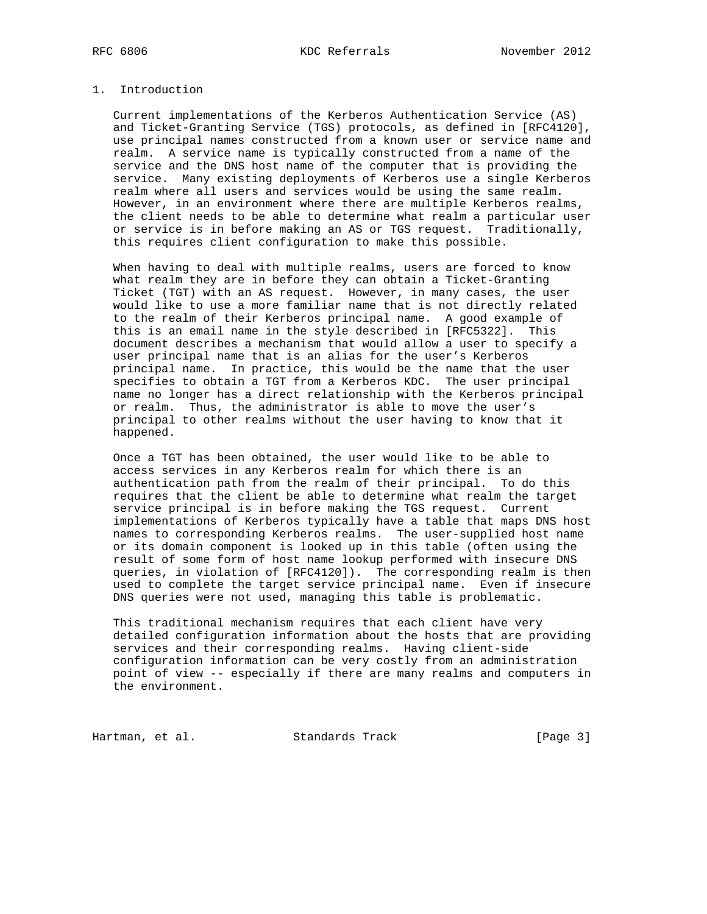## 1. Introduction

Current implementations of the Kerberos Authentication Service (AS) and Ticket-Granting Service (TGS) protocols, as defined in [RFC4120], use principal names constructed from a known user or service name and realm. A service name is typically constructed from a name of the service and the DNS host name of the computer that is providing the service. Many existing deployments of Kerberos use a single Kerberos realm where all users and services would be using the same realm. However, in an environment where there are multiple Kerberos realms, the client needs to be able to determine what realm a particular user or service is in before making an AS or TGS request. Traditionally, this requires client configuration to make this possible.

When having to deal with multiple realms, users are forced to know what realm they are in before they can obtain a Ticket-Granting Ticket (TGT) with an AS request. However, in many cases, the user would like to use a more familiar name that is not directly related to the realm of their Kerberos principal name. A good example of this is an email name in the style described in [RFC5322]. This document describes a mechanism that would allow a user to specify a user principal name that is an alias for the user's Kerberos principal name. In practice, this would be the name that the user specifies to obtain a TGT from a Kerberos KDC. The user principal name no longer has a direct relationship with the Kerberos principal or realm. Thus, the administrator is able to move the user's principal to other realms without the user having to know that it happened.

Once a TGT has been obtained, the user would like to be able to access services in any Kerberos realm for which there is an authentication path from the realm of their principal. To do this requires that the client be able to determine what realm the target service principal is in before making the TGS request. Current implementations of Kerberos typically have a table that maps DNS host names to corresponding Kerberos realms. The user-supplied host name or its domain component is looked up in this table (often using the result of some form of host name lookup performed with insecure DNS queries, in violation of [RFC4120]). The corresponding realm is then used to complete the target service principal name. Even if insecure DNS queries were not used, managing this table is problematic.

This traditional mechanism requires that each client have very detailed configuration information about the hosts that are providing services and their corresponding realms. Having client-side configuration information can be very costly from an administration point of view -- especially if there are many realms and computers in the environment.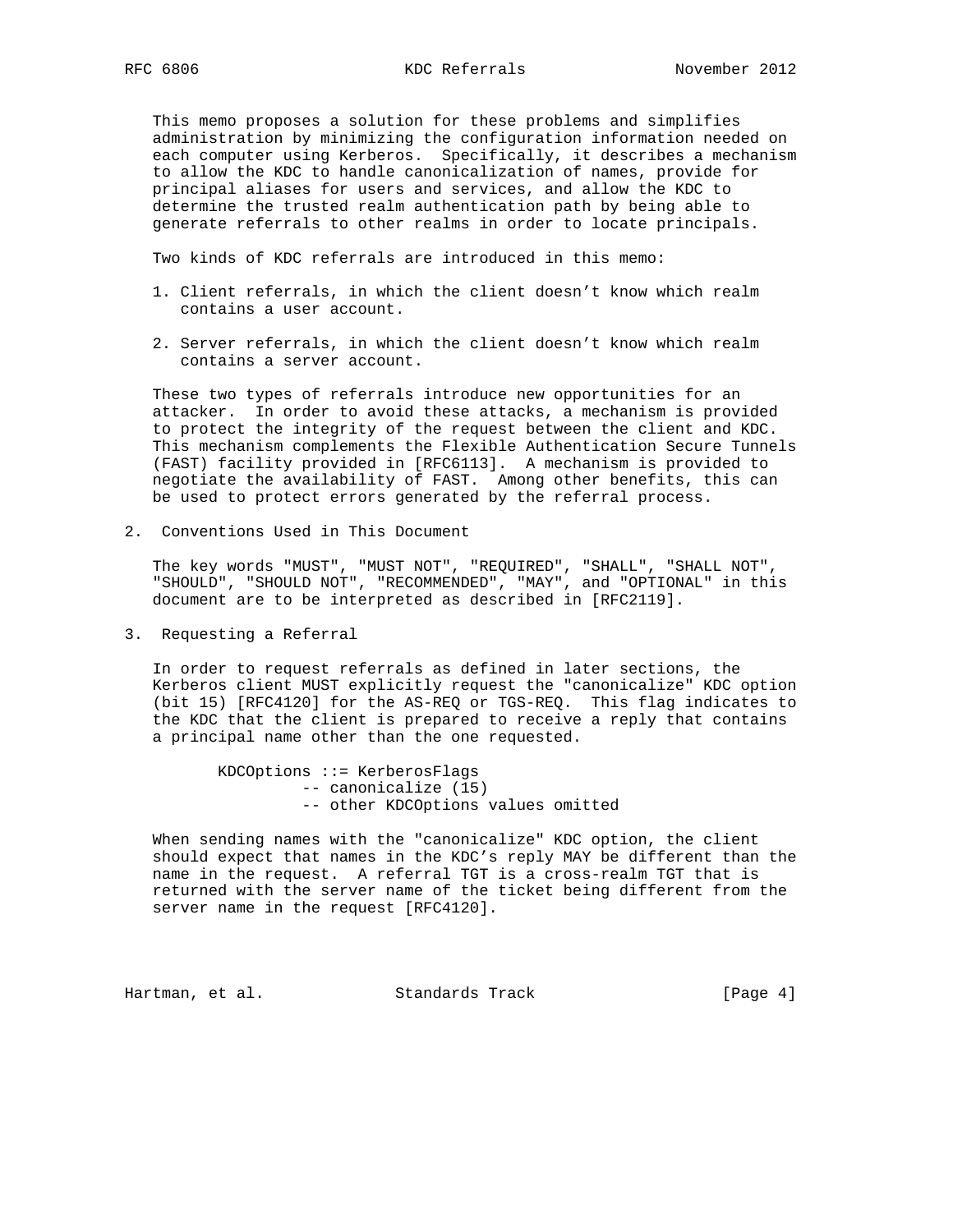This memo proposes a solution for these problems and simplifies administration by minimizing the configuration information needed on each computer using Kerberos. Specifically, it describes a mechanism to allow the KDC to handle canonicalization of names, provide for principal aliases for users and services, and allow the KDC to determine the trusted realm authentication path by being able to generate referrals to other realms in order to locate principals.

Two kinds of KDC referrals are introduced in this memo:

1. Client referrals, in which the client doesn't know which realm contains a user account.

2. Server referrals, in which the client doesn't know which realm contains a server account.

These two types of referrals introduce new opportunities for an attacker. In order to avoid these attacks, a mechanism is provided to protect the integrity of the request between the client and KDC. This mechanism complements the Flexible Authentication Secure Tunnels (FAST) facility provided in [RFC6113]. A mechanism is provided to negotiate the availability of FAST. Among other benefits, this can be used to protect errors generated by the referral process.

## 2. Conventions Used in This Document

The key words "MUST", "MUST NOT", "REQUIRED", "SHALL", "SHALL NOT", "SHOULD", "SHOULD NOT", "RECOMMENDED", "MAY", and "OPTIONAL" in this document are to be interpreted as described in [RFC2119].

## 3. Requesting a Referral

In order to request referrals as defined in later sections, the Kerberos client MUST explicitly request the "canonicalize" KDC option (bit 15) [RFC4120] for the AS-REQ or TGS-REQ. This flag indicates to the KDC that the client is prepared to receive a reply that contains a principal name other than the one requested.

```
KDCOptions ::= KerberosFlags
         -- canonicalize (15)
         -- other KDCOptions values omitted
```

When sending names with the "canonicalize" KDC option, the client should expect that names in the KDC's reply MAY be different than the name in the request. A referral TGT is a cross-realm TGT that is returned with the server name of the ticket being different from the server name in the request [RFC4120].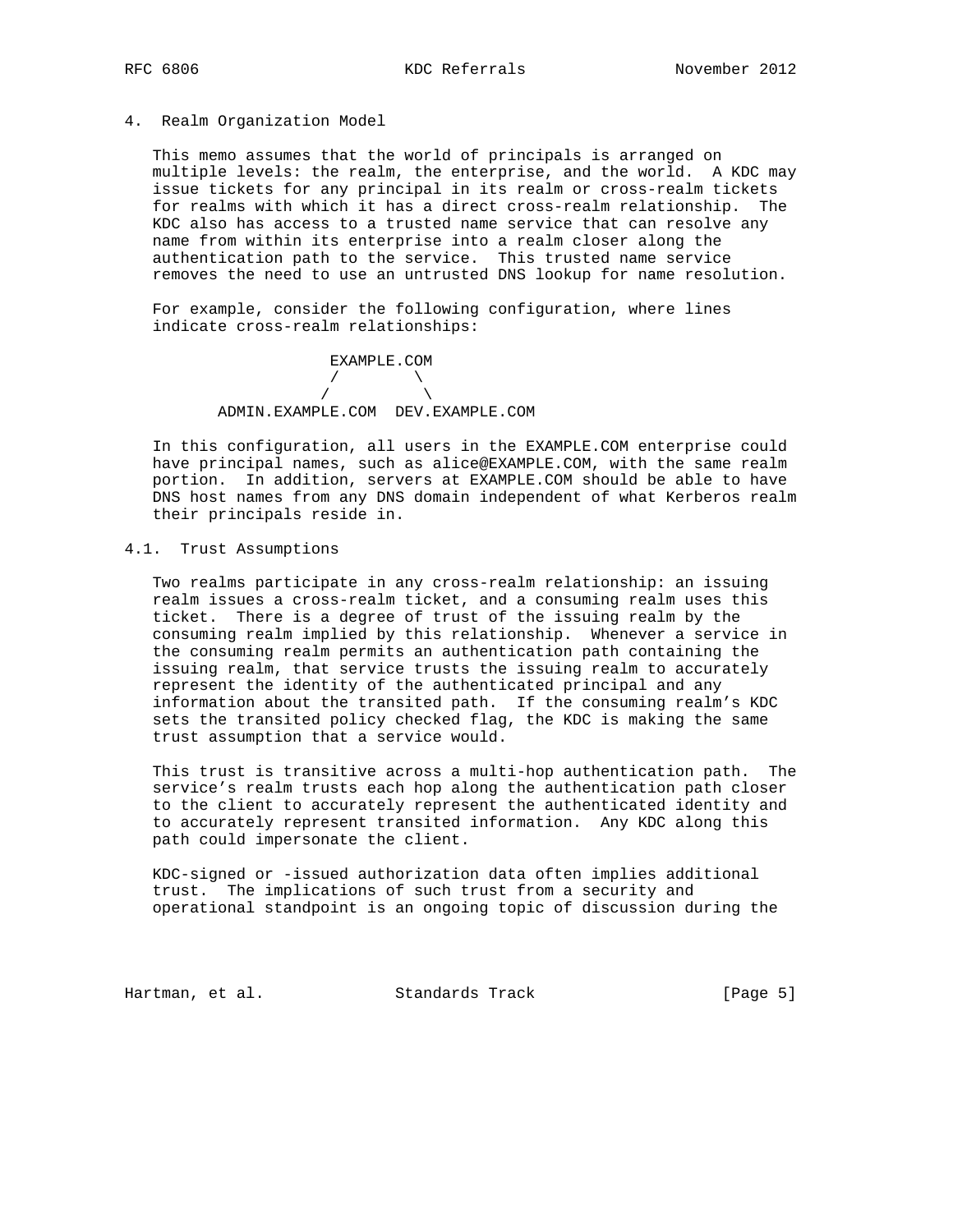## 4. Realm Organization Model

This memo assumes that the world of principals is arranged on multiple levels: the realm, the enterprise, and the world. A KDC may issue tickets for any principal in its realm or cross-realm tickets for realms with which it has a direct cross-realm relationship. The KDC also has access to a trusted name service that can resolve any name from within its enterprise into a realm closer along the authentication path to the service. This trusted name service removes the need to use an untrusted DNS lookup for name resolution.

For example, consider the following configuration, where lines indicate cross-realm relationships:

```
                 EXAMPLE.COM
                 /        \
                /          \
      ADMIN.EXAMPLE.COM  DEV.EXAMPLE.COM
```

In this configuration, all users in the EXAMPLE.COM enterprise could have principal names, such as alice@EXAMPLE.COM, with the same realm portion. In addition, servers at EXAMPLE.COM should be able to have DNS host names from any DNS domain independent of what Kerberos realm their principals reside in.

### 4.1. Trust Assumptions

Two realms participate in any cross-realm relationship: an issuing realm issues a cross-realm ticket, and a consuming realm uses this ticket. There is a degree of trust of the issuing realm by the consuming realm implied by this relationship. Whenever a service in the consuming realm permits an authentication path containing the issuing realm, that service trusts the issuing realm to accurately represent the identity of the authenticated principal and any information about the transited path. If the consuming realm's KDC sets the transited policy checked flag, the KDC is making the same trust assumption that a service would.

This trust is transitive across a multi-hop authentication path. The service's realm trusts each hop along the authentication path closer to the client to accurately represent the authenticated identity and to accurately represent transited information. Any KDC along this path could impersonate the client.

KDC-signed or -issued authorization data often implies additional trust. The implications of such trust from a security and operational standpoint is an ongoing topic of discussion during the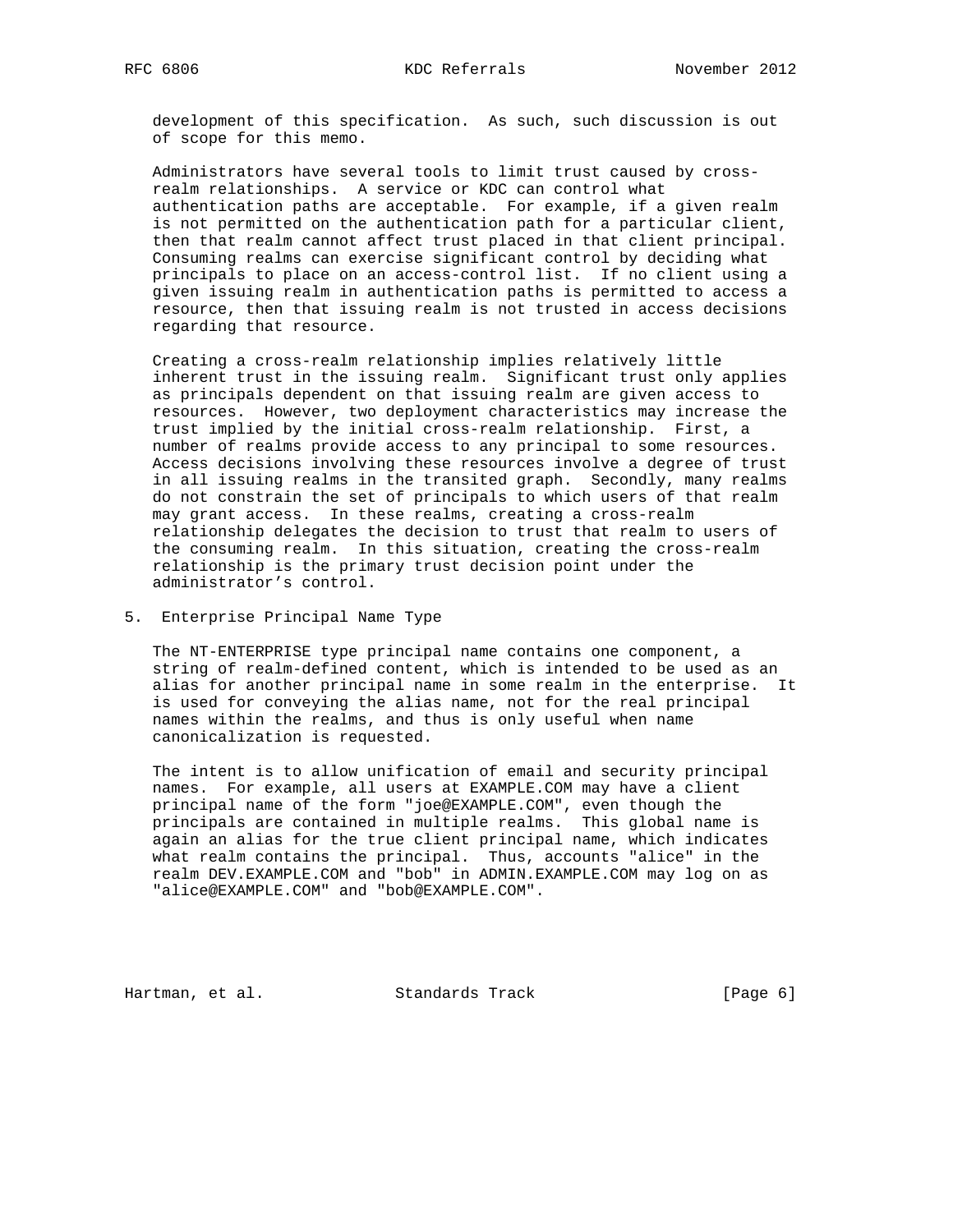development of this specification. As such, such discussion is out of scope for this memo.

Administrators have several tools to limit trust caused by cross-realm relationships. A service or KDC can control what authentication paths are acceptable. For example, if a given realm is not permitted on the authentication path for a particular client, then that realm cannot affect trust placed in that client principal. Consuming realms can exercise significant control by deciding what principals to place on an access-control list. If no client using a given issuing realm in authentication paths is permitted to access a resource, then that issuing realm is not trusted in access decisions regarding that resource.

Creating a cross-realm relationship implies relatively little inherent trust in the issuing realm. Significant trust only applies as principals dependent on that issuing realm are given access to resources. However, two deployment characteristics may increase the trust implied by the initial cross-realm relationship. First, a number of realms provide access to any principal to some resources. Access decisions involving these resources involve a degree of trust in all issuing realms in the transited graph. Secondly, many realms do not constrain the set of principals to which users of that realm may grant access. In these realms, creating a cross-realm relationship delegates the decision to trust that realm to users of the consuming realm. In this situation, creating the cross-realm relationship is the primary trust decision point under the administrator's control.

## 5. Enterprise Principal Name Type

The NT-ENTERPRISE type principal name contains one component, a string of realm-defined content, which is intended to be used as an alias for another principal name in some realm in the enterprise. It is used for conveying the alias name, not for the real principal names within the realms, and thus is only useful when name canonicalization is requested.

The intent is to allow unification of email and security principal names. For example, all users at EXAMPLE.COM may have a client principal name of the form "joe@EXAMPLE.COM", even though the principals are contained in multiple realms. This global name is again an alias for the true client principal name, which indicates what realm contains the principal. Thus, accounts "alice" in the realm DEV.EXAMPLE.COM and "bob" in ADMIN.EXAMPLE.COM may log on as "alice@EXAMPLE.COM" and "bob@EXAMPLE.COM".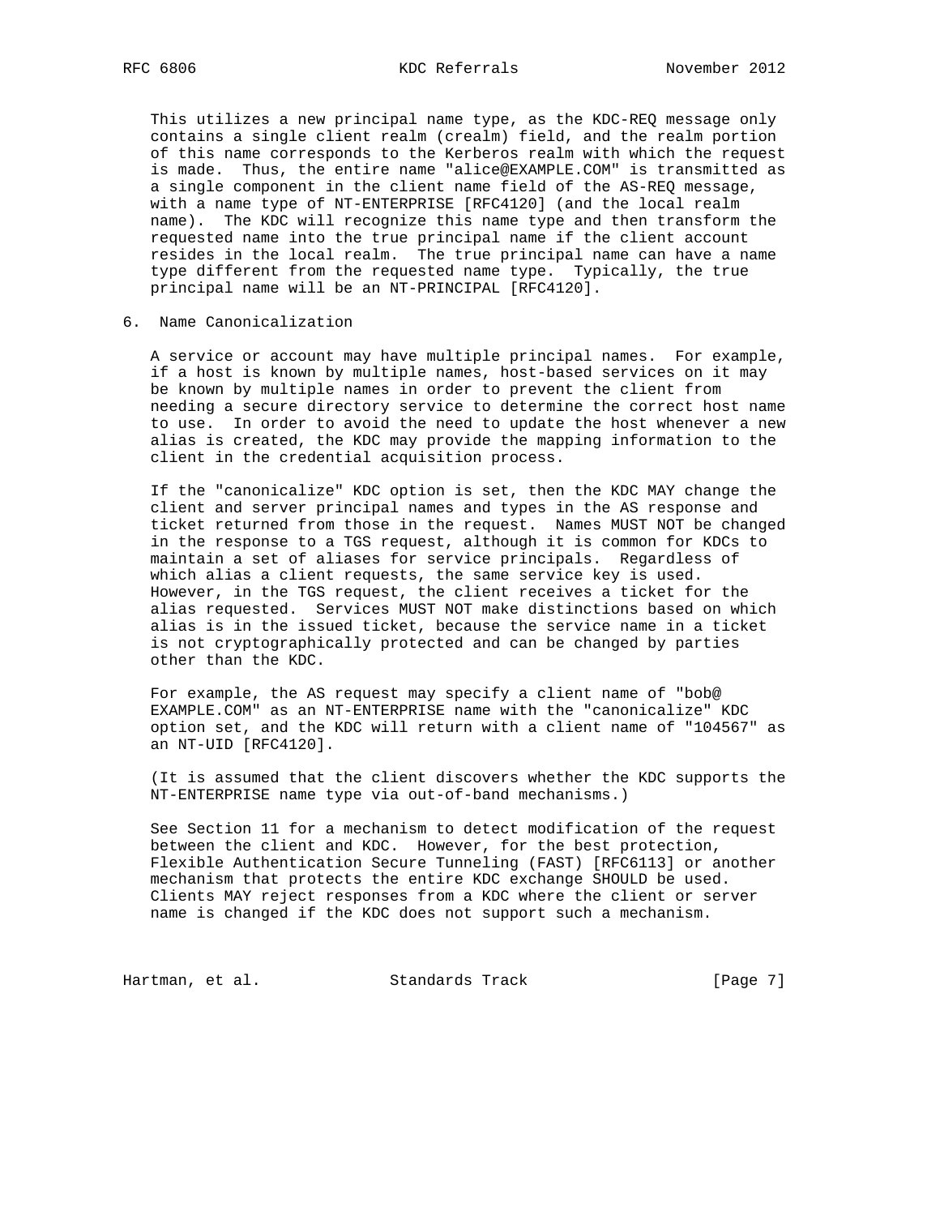This utilizes a new principal name type, as the KDC-REQ message only contains a single client realm (crealm) field, and the realm portion of this name corresponds to the Kerberos realm with which the request is made. Thus, the entire name "alice@EXAMPLE.COM" is transmitted as a single component in the client name field of the AS-REQ message, with a name type of NT-ENTERPRISE [RFC4120] (and the local realm name). The KDC will recognize this name type and then transform the requested name into the true principal name if the client account resides in the local realm. The true principal name can have a name type different from the requested name type. Typically, the true principal name will be an NT-PRINCIPAL [RFC4120].

## 6. Name Canonicalization

A service or account may have multiple principal names. For example, if a host is known by multiple names, host-based services on it may be known by multiple names in order to prevent the client from needing a secure directory service to determine the correct host name to use. In order to avoid the need to update the host whenever a new alias is created, the KDC may provide the mapping information to the client in the credential acquisition process.

If the "canonicalize" KDC option is set, then the KDC MAY change the client and server principal names and types in the AS response and ticket returned from those in the request. Names MUST NOT be changed in the response to a TGS request, although it is common for KDCs to maintain a set of aliases for service principals. Regardless of which alias a client requests, the same service key is used. However, in the TGS request, the client receives a ticket for the alias requested. Services MUST NOT make distinctions based on which alias is in the issued ticket, because the service name in a ticket is not cryptographically protected and can be changed by parties other than the KDC.

For example, the AS request may specify a client name of "bob@EXAMPLE.COM" as an NT-ENTERPRISE name with the "canonicalize" KDC option set, and the KDC will return with a client name of "104567" as an NT-UID [RFC4120].

(It is assumed that the client discovers whether the KDC supports the NT-ENTERPRISE name type via out-of-band mechanisms.)

See Section 11 for a mechanism to detect modification of the request between the client and KDC. However, for the best protection, Flexible Authentication Secure Tunneling (FAST) [RFC6113] or another mechanism that protects the entire KDC exchange SHOULD be used. Clients MAY reject responses from a KDC where the client or server name is changed if the KDC does not support such a mechanism.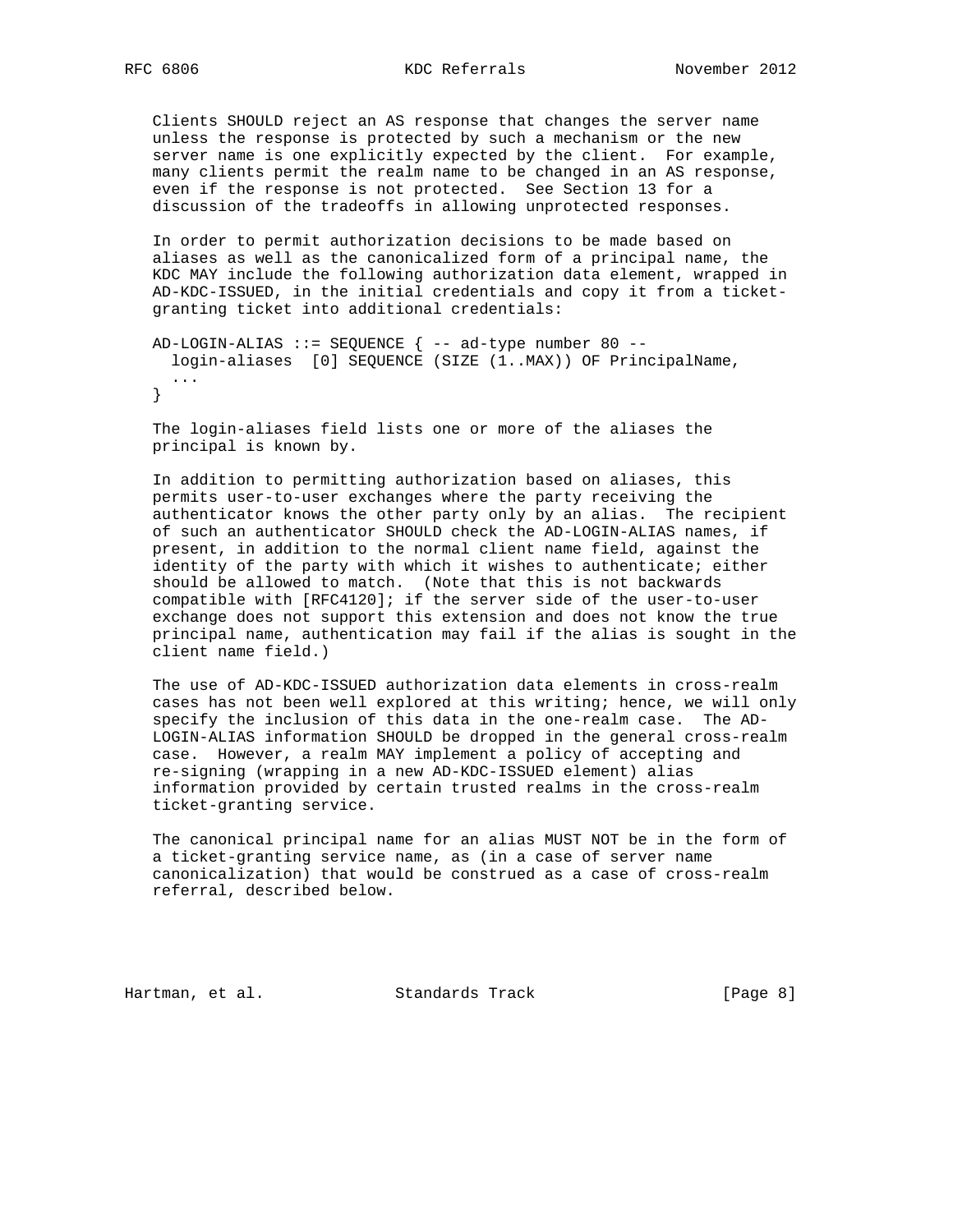Clients SHOULD reject an AS response that changes the server name unless the response is protected by such a mechanism or the new server name is one explicitly expected by the client. For example, many clients permit the realm name to be changed in an AS response, even if the response is not protected. See Section 13 for a discussion of the tradeoffs in allowing unprotected responses.

In order to permit authorization decisions to be made based on aliases as well as the canonicalized form of a principal name, the KDC MAY include the following authorization data element, wrapped in AD-KDC-ISSUED, in the initial credentials and copy it from a ticket-granting ticket into additional credentials:

```
AD-LOGIN-ALIAS ::= SEQUENCE { -- ad-type number 80 --
  login-aliases  [0] SEQUENCE (SIZE (1..MAX)) OF PrincipalName,
  ...
}
```

The login-aliases field lists one or more of the aliases the principal is known by.

In addition to permitting authorization based on aliases, this permits user-to-user exchanges where the party receiving the authenticator knows the other party only by an alias. The recipient of such an authenticator SHOULD check the AD-LOGIN-ALIAS names, if present, in addition to the normal client name field, against the identity of the party with which it wishes to authenticate; either should be allowed to match. (Note that this is not backwards compatible with [RFC4120]; if the server side of the user-to-user exchange does not support this extension and does not know the true principal name, authentication may fail if the alias is sought in the client name field.)

The use of AD-KDC-ISSUED authorization data elements in cross-realm cases has not been well explored at this writing; hence, we will only specify the inclusion of this data in the one-realm case. The AD-LOGIN-ALIAS information SHOULD be dropped in the general cross-realm case. However, a realm MAY implement a policy of accepting and re-signing (wrapping in a new AD-KDC-ISSUED element) alias information provided by certain trusted realms in the cross-realm ticket-granting service.

The canonical principal name for an alias MUST NOT be in the form of a ticket-granting service name, as (in a case of server name canonicalization) that would be construed as a case of cross-realm referral, described below.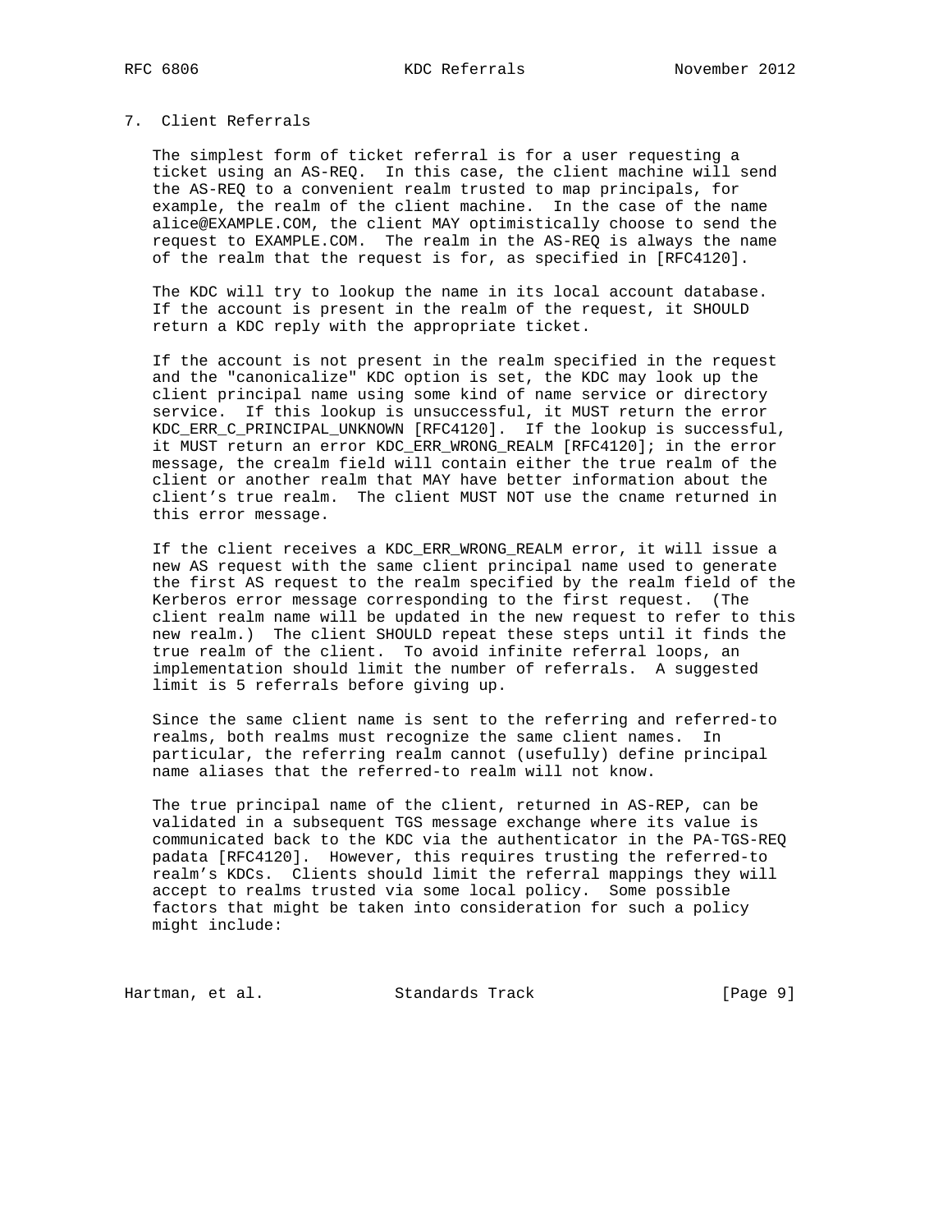## 7. Client Referrals

The simplest form of ticket referral is for a user requesting a ticket using an AS-REQ. In this case, the client machine will send the AS-REQ to a convenient realm trusted to map principals, for example, the realm of the client machine. In the case of the name alice@EXAMPLE.COM, the client MAY optimistically choose to send the request to EXAMPLE.COM. The realm in the AS-REQ is always the name of the realm that the request is for, as specified in [RFC4120].

The KDC will try to lookup the name in its local account database. If the account is present in the realm of the request, it SHOULD return a KDC reply with the appropriate ticket.

If the account is not present in the realm specified in the request and the "canonicalize" KDC option is set, the KDC may look up the client principal name using some kind of name service or directory service. If this lookup is unsuccessful, it MUST return the error KDC_ERR_C_PRINCIPAL_UNKNOWN [RFC4120]. If the lookup is successful, it MUST return an error KDC_ERR_WRONG_REALM [RFC4120]; in the error message, the crealm field will contain either the true realm of the client or another realm that MAY have better information about the client's true realm. The client MUST NOT use the cname returned in this error message.

If the client receives a KDC_ERR_WRONG_REALM error, it will issue a new AS request with the same client principal name used to generate the first AS request to the realm specified by the realm field of the Kerberos error message corresponding to the first request. (The client realm name will be updated in the new request to refer to this new realm.) The client SHOULD repeat these steps until it finds the true realm of the client. To avoid infinite referral loops, an implementation should limit the number of referrals. A suggested limit is 5 referrals before giving up.

Since the same client name is sent to the referring and referred-to realms, both realms must recognize the same client names. In particular, the referring realm cannot (usefully) define principal name aliases that the referred-to realm will not know.

The true principal name of the client, returned in AS-REP, can be validated in a subsequent TGS message exchange where its value is communicated back to the KDC via the authenticator in the PA-TGS-REQ padata [RFC4120]. However, this requires trusting the referred-to realm's KDCs. Clients should limit the referral mappings they will accept to realms trusted via some local policy. Some possible factors that might be taken into consideration for such a policy might include: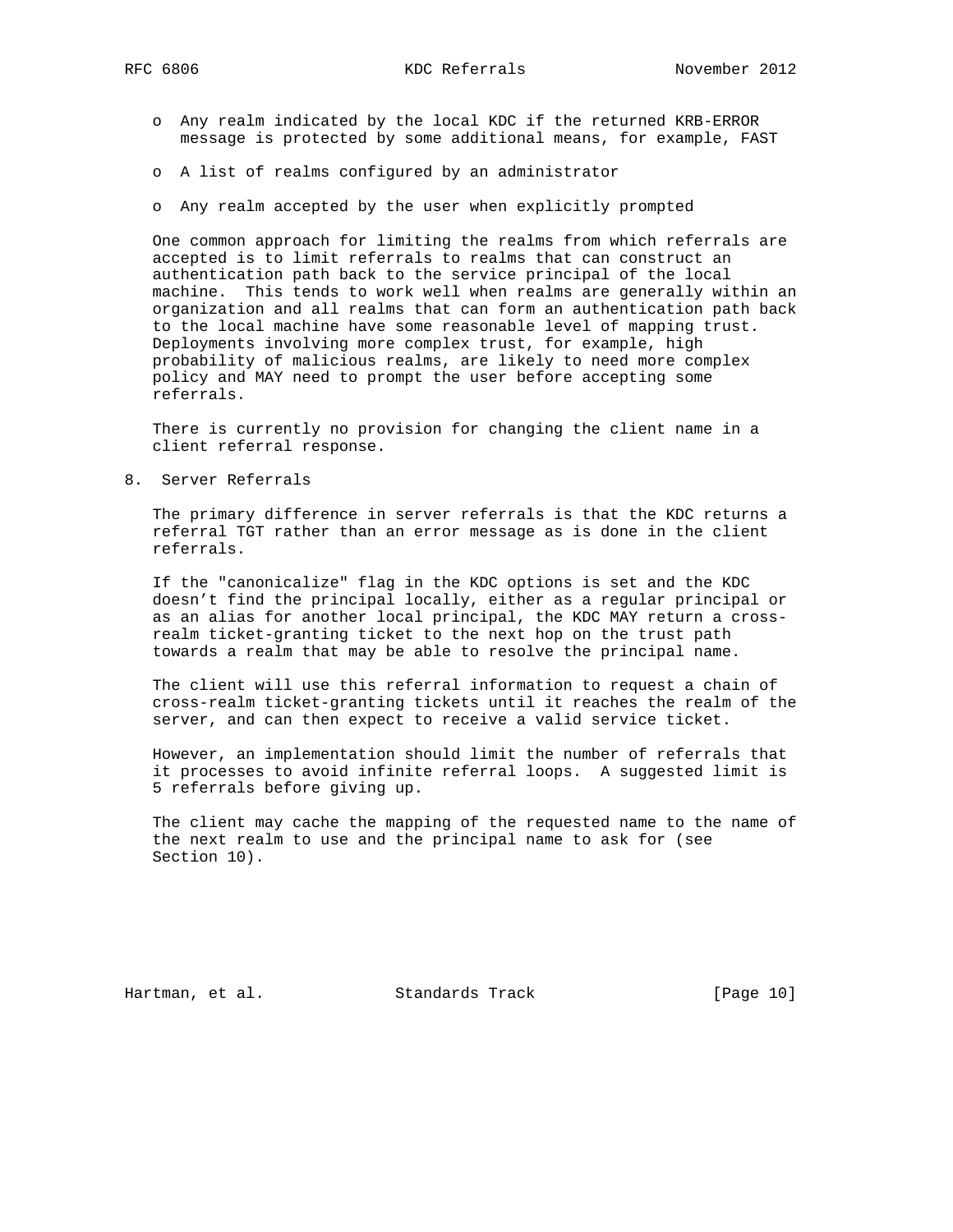- Any realm indicated by the local KDC if the returned KRB-ERROR message is protected by some additional means, for example, FAST

- A list of realms configured by an administrator

- Any realm accepted by the user when explicitly prompted

One common approach for limiting the realms from which referrals are accepted is to limit referrals to realms that can construct an authentication path back to the service principal of the local machine. This tends to work well when realms are generally within an organization and all realms that can form an authentication path back to the local machine have some reasonable level of mapping trust. Deployments involving more complex trust, for example, high probability of malicious realms, are likely to need more complex policy and MAY need to prompt the user before accepting some referrals.

There is currently no provision for changing the client name in a client referral response.

## 8. Server Referrals

The primary difference in server referrals is that the KDC returns a referral TGT rather than an error message as is done in the client referrals.

If the "canonicalize" flag in the KDC options is set and the KDC doesn't find the principal locally, either as a regular principal or as an alias for another local principal, the KDC MAY return a cross-realm ticket-granting ticket to the next hop on the trust path towards a realm that may be able to resolve the principal name.

The client will use this referral information to request a chain of cross-realm ticket-granting tickets until it reaches the realm of the server, and can then expect to receive a valid service ticket.

However, an implementation should limit the number of referrals that it processes to avoid infinite referral loops. A suggested limit is 5 referrals before giving up.

The client may cache the mapping of the requested name to the name of the next realm to use and the principal name to ask for (see Section 10).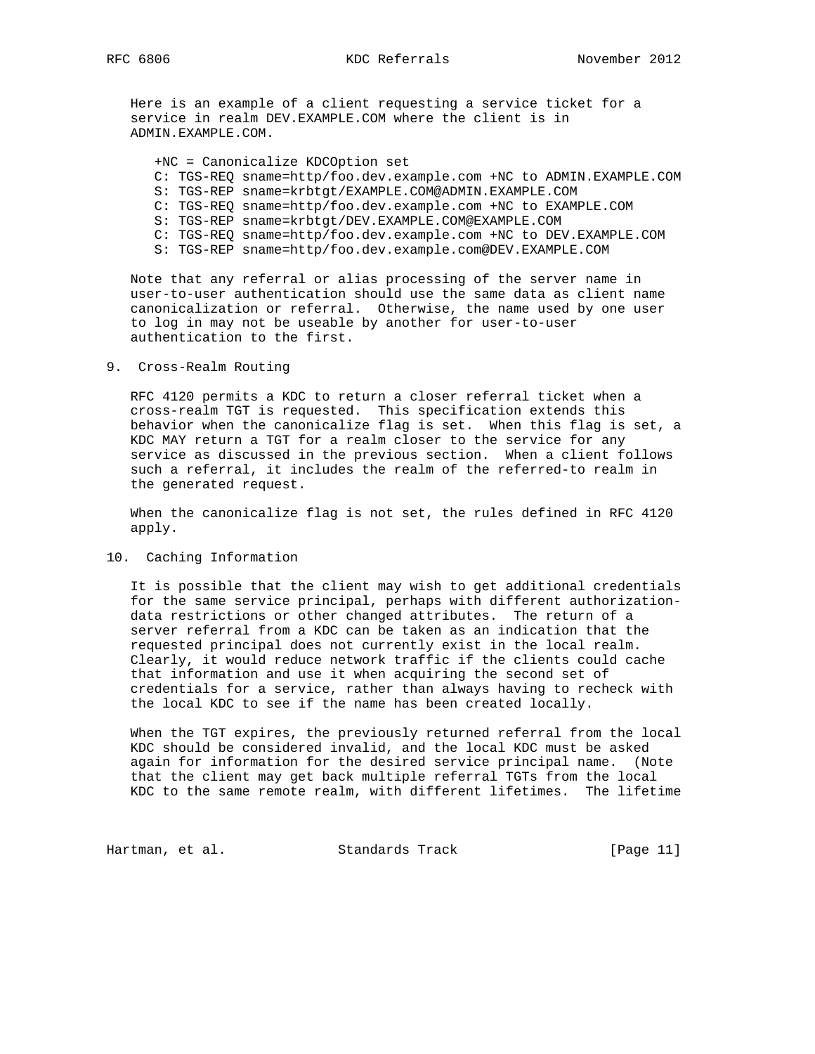Here is an example of a client requesting a service ticket for a service in realm DEV.EXAMPLE.COM where the client is in ADMIN.EXAMPLE.COM.

```
+NC = Canonicalize KDCOption set
C: TGS-REQ sname=http/foo.dev.example.com +NC to ADMIN.EXAMPLE.COM
S: TGS-REP sname=krbtgt/EXAMPLE.COM@ADMIN.EXAMPLE.COM
C: TGS-REQ sname=http/foo.dev.example.com +NC to EXAMPLE.COM
S: TGS-REP sname=krbtgt/DEV.EXAMPLE.COM@EXAMPLE.COM
C: TGS-REQ sname=http/foo.dev.example.com +NC to DEV.EXAMPLE.COM
S: TGS-REP sname=http/foo.dev.example.com@DEV.EXAMPLE.COM
```

Note that any referral or alias processing of the server name in user-to-user authentication should use the same data as client name canonicalization or referral. Otherwise, the name used by one user to log in may not be useable by another for user-to-user authentication to the first.

## 9. Cross-Realm Routing

RFC 4120 permits a KDC to return a closer referral ticket when a cross-realm TGT is requested. This specification extends this behavior when the canonicalize flag is set. When this flag is set, a KDC MAY return a TGT for a realm closer to the service for any service as discussed in the previous section. When a client follows such a referral, it includes the realm of the referred-to realm in the generated request.

When the canonicalize flag is not set, the rules defined in RFC 4120 apply.

## 10. Caching Information

It is possible that the client may wish to get additional credentials for the same service principal, perhaps with different authorization-data restrictions or other changed attributes. The return of a server referral from a KDC can be taken as an indication that the requested principal does not currently exist in the local realm. Clearly, it would reduce network traffic if the clients could cache that information and use it when acquiring the second set of credentials for a service, rather than always having to recheck with the local KDC to see if the name has been created locally.

When the TGT expires, the previously returned referral from the local KDC should be considered invalid, and the local KDC must be asked again for information for the desired service principal name. (Note that the client may get back multiple referral TGTs from the local KDC to the same remote realm, with different lifetimes. The lifetime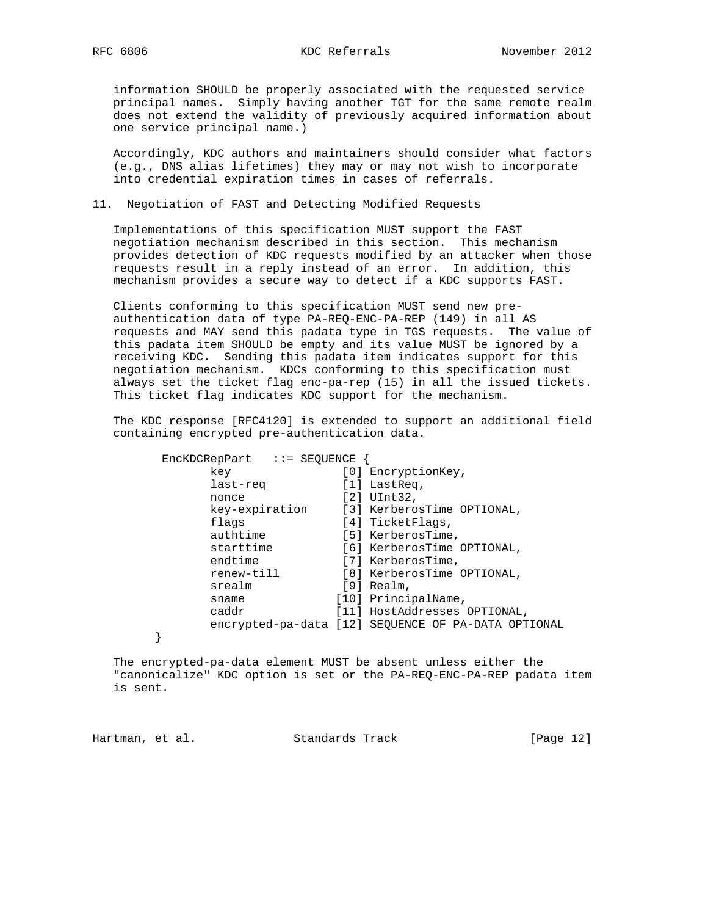information SHOULD be properly associated with the requested service principal names. Simply having another TGT for the same remote realm does not extend the validity of previously acquired information about one service principal name.)

Accordingly, KDC authors and maintainers should consider what factors (e.g., DNS alias lifetimes) they may or may not wish to incorporate into credential expiration times in cases of referrals.

## 11. Negotiation of FAST and Detecting Modified Requests

Implementations of this specification MUST support the FAST negotiation mechanism described in this section. This mechanism provides detection of KDC requests modified by an attacker when those requests result in a reply instead of an error. In addition, this mechanism provides a secure way to detect if a KDC supports FAST.

Clients conforming to this specification MUST send new pre-authentication data of type PA-REQ-ENC-PA-REP (149) in all AS requests and MAY send this padata type in TGS requests. The value of this padata item SHOULD be empty and its value MUST be ignored by a receiving KDC. Sending this padata item indicates support for this negotiation mechanism. KDCs conforming to this specification must always set the ticket flag enc-pa-rep (15) in all the issued tickets. This ticket flag indicates KDC support for the mechanism.

The KDC response [RFC4120] is extended to support an additional field containing encrypted pre-authentication data.

```
EncKDCRepPart   ::= SEQUENCE {
       key               [0] EncryptionKey,
       last-req          [1] LastReq,
       nonce             [2] UInt32,
       key-expiration    [3] KerberosTime OPTIONAL,
       flags             [4] TicketFlags,
       authtime          [5] KerberosTime,
       starttime         [6] KerberosTime OPTIONAL,
       endtime           [7] KerberosTime,
       renew-till        [8] KerberosTime OPTIONAL,
       srealm            [9] Realm,
       sname            [10] PrincipalName,
       caddr            [11] HostAddresses OPTIONAL,
       encrypted-pa-data [12] SEQUENCE OF PA-DATA OPTIONAL
}
```

The encrypted-pa-data element MUST be absent unless either the "canonicalize" KDC option is set or the PA-REQ-ENC-PA-REP padata item is sent.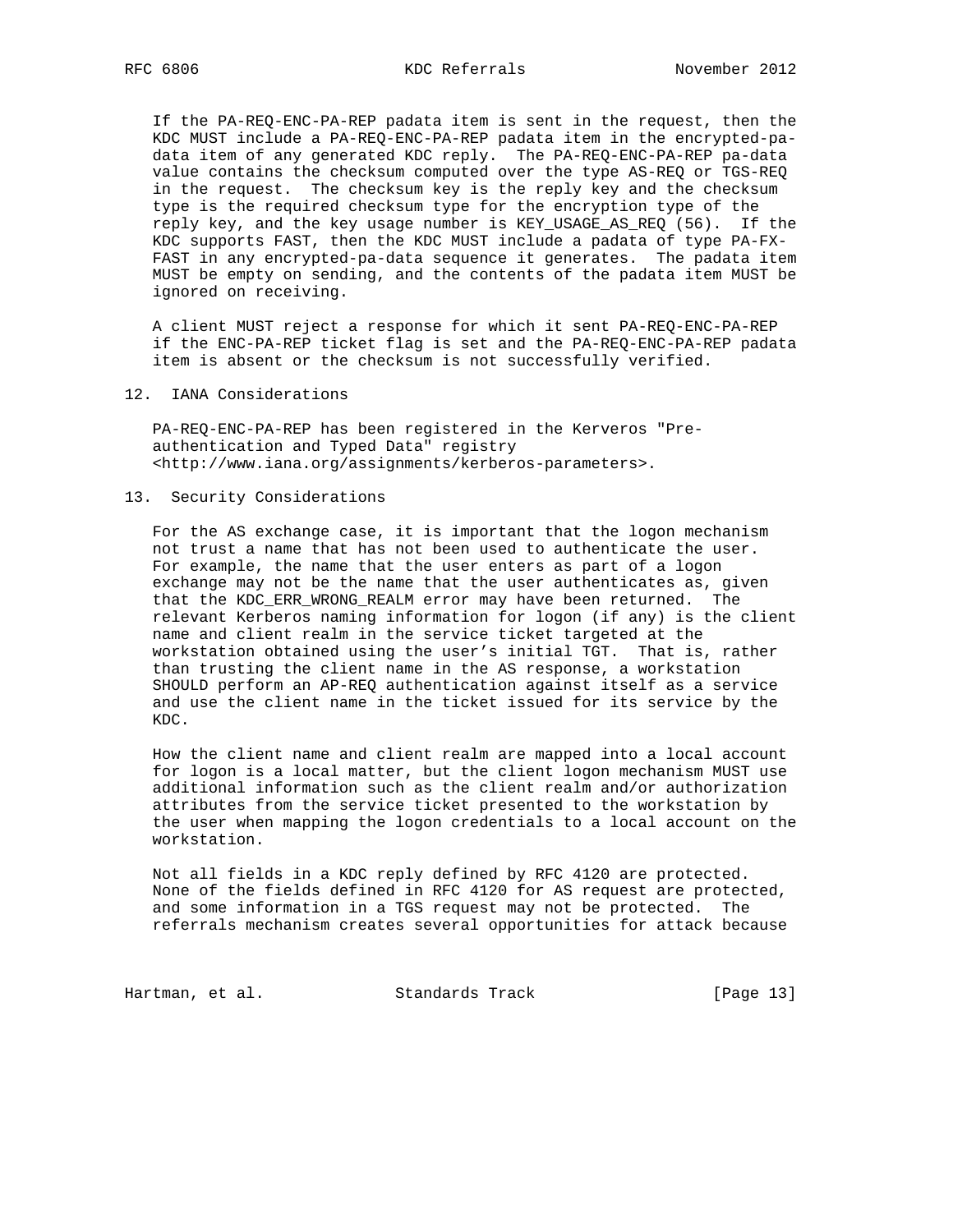If the PA-REQ-ENC-PA-REP padata item is sent in the request, then the KDC MUST include a PA-REQ-ENC-PA-REP padata item in the encrypted-pa-data item of any generated KDC reply. The PA-REQ-ENC-PA-REP pa-data value contains the checksum computed over the type AS-REQ or TGS-REQ in the request. The checksum key is the reply key and the checksum type is the required checksum type for the encryption type of the reply key, and the key usage number is KEY_USAGE_AS_REQ (56). If the KDC supports FAST, then the KDC MUST include a padata of type PA-FX-FAST in any encrypted-pa-data sequence it generates. The padata item MUST be empty on sending, and the contents of the padata item MUST be ignored on receiving.

A client MUST reject a response for which it sent PA-REQ-ENC-PA-REP if the ENC-PA-REP ticket flag is set and the PA-REQ-ENC-PA-REP padata item is absent or the checksum is not successfully verified.

## 12. IANA Considerations

PA-REQ-ENC-PA-REP has been registered in the Kerveros "Pre-authentication and Typed Data" registry <http://www.iana.org/assignments/kerberos-parameters>.

## 13. Security Considerations

For the AS exchange case, it is important that the logon mechanism not trust a name that has not been used to authenticate the user. For example, the name that the user enters as part of a logon exchange may not be the name that the user authenticates as, given that the KDC_ERR_WRONG_REALM error may have been returned. The relevant Kerberos naming information for logon (if any) is the client name and client realm in the service ticket targeted at the workstation obtained using the user's initial TGT. That is, rather than trusting the client name in the AS response, a workstation SHOULD perform an AP-REQ authentication against itself as a service and use the client name in the ticket issued for its service by the KDC.

How the client name and client realm are mapped into a local account for logon is a local matter, but the client logon mechanism MUST use additional information such as the client realm and/or authorization attributes from the service ticket presented to the workstation by the user when mapping the logon credentials to a local account on the workstation.

Not all fields in a KDC reply defined by RFC 4120 are protected. None of the fields defined in RFC 4120 for AS request are protected, and some information in a TGS request may not be protected. The referrals mechanism creates several opportunities for attack because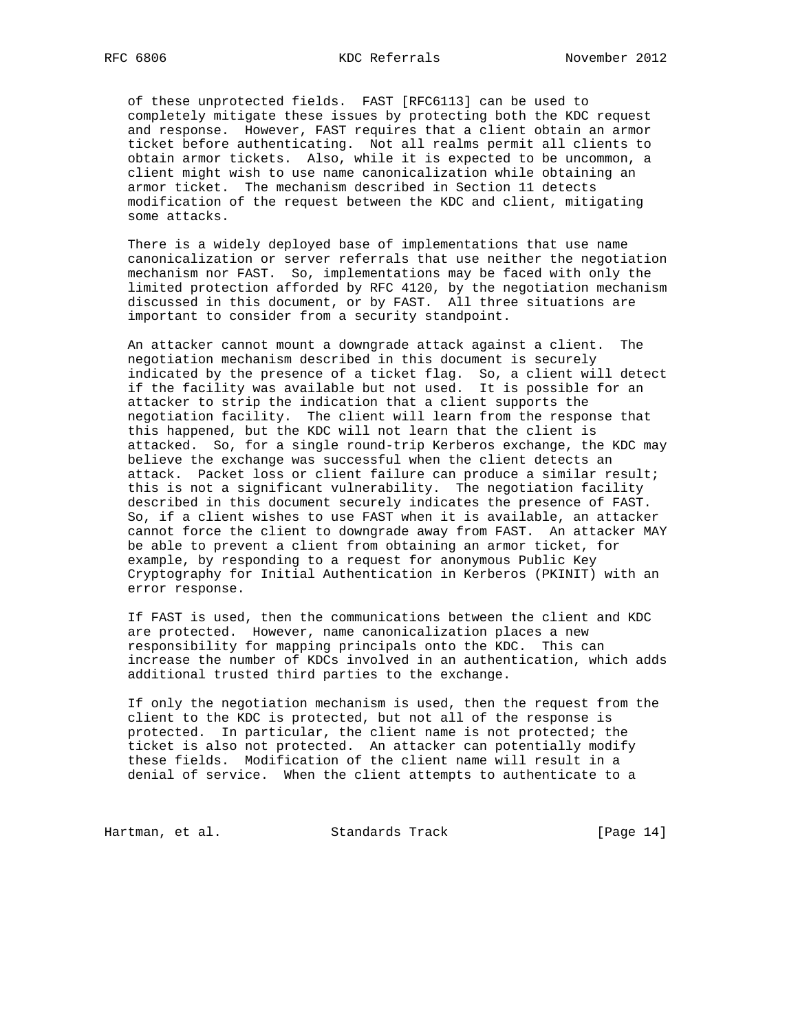of these unprotected fields. FAST [RFC6113] can be used to completely mitigate these issues by protecting both the KDC request and response. However, FAST requires that a client obtain an armor ticket before authenticating. Not all realms permit all clients to obtain armor tickets. Also, while it is expected to be uncommon, a client might wish to use name canonicalization while obtaining an armor ticket. The mechanism described in Section 11 detects modification of the request between the KDC and client, mitigating some attacks.

There is a widely deployed base of implementations that use name canonicalization or server referrals that use neither the negotiation mechanism nor FAST. So, implementations may be faced with only the limited protection afforded by RFC 4120, by the negotiation mechanism discussed in this document, or by FAST. All three situations are important to consider from a security standpoint.

An attacker cannot mount a downgrade attack against a client. The negotiation mechanism described in this document is securely indicated by the presence of a ticket flag. So, a client will detect if the facility was available but not used. It is possible for an attacker to strip the indication that a client supports the negotiation facility. The client will learn from the response that this happened, but the KDC will not learn that the client is attacked. So, for a single round-trip Kerberos exchange, the KDC may believe the exchange was successful when the client detects an attack. Packet loss or client failure can produce a similar result; this is not a significant vulnerability. The negotiation facility described in this document securely indicates the presence of FAST. So, if a client wishes to use FAST when it is available, an attacker cannot force the client to downgrade away from FAST. An attacker MAY be able to prevent a client from obtaining an armor ticket, for example, by responding to a request for anonymous Public Key Cryptography for Initial Authentication in Kerberos (PKINIT) with an error response.

If FAST is used, then the communications between the client and KDC are protected. However, name canonicalization places a new responsibility for mapping principals onto the KDC. This can increase the number of KDCs involved in an authentication, which adds additional trusted third parties to the exchange.

If only the negotiation mechanism is used, then the request from the client to the KDC is protected, but not all of the response is protected. In particular, the client name is not protected; the ticket is also not protected. An attacker can potentially modify these fields. Modification of the client name will result in a denial of service. When the client attempts to authenticate to a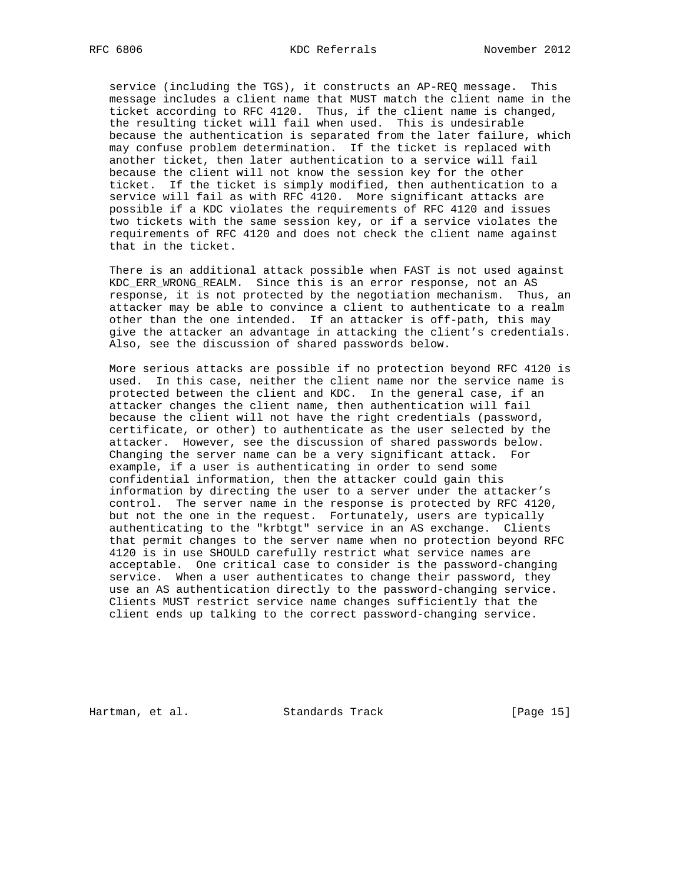service (including the TGS), it constructs an AP-REQ message. This message includes a client name that MUST match the client name in the ticket according to RFC 4120. Thus, if the client name is changed, the resulting ticket will fail when used. This is undesirable because the authentication is separated from the later failure, which may confuse problem determination. If the ticket is replaced with another ticket, then later authentication to a service will fail because the client will not know the session key for the other ticket. If the ticket is simply modified, then authentication to a service will fail as with RFC 4120. More significant attacks are possible if a KDC violates the requirements of RFC 4120 and issues two tickets with the same session key, or if a service violates the requirements of RFC 4120 and does not check the client name against that in the ticket.

There is an additional attack possible when FAST is not used against KDC_ERR_WRONG_REALM. Since this is an error response, not an AS response, it is not protected by the negotiation mechanism. Thus, an attacker may be able to convince a client to authenticate to a realm other than the one intended. If an attacker is off-path, this may give the attacker an advantage in attacking the client's credentials. Also, see the discussion of shared passwords below.

More serious attacks are possible if no protection beyond RFC 4120 is used. In this case, neither the client name nor the service name is protected between the client and KDC. In the general case, if an attacker changes the client name, then authentication will fail because the client will not have the right credentials (password, certificate, or other) to authenticate as the user selected by the attacker. However, see the discussion of shared passwords below. Changing the server name can be a very significant attack. For example, if a user is authenticating in order to send some confidential information, then the attacker could gain this information by directing the user to a server under the attacker's control. The server name in the response is protected by RFC 4120, but not the one in the request. Fortunately, users are typically authenticating to the "krbtgt" service in an AS exchange. Clients that permit changes to the server name when no protection beyond RFC 4120 is in use SHOULD carefully restrict what service names are acceptable. One critical case to consider is the password-changing service. When a user authenticates to change their password, they use an AS authentication directly to the password-changing service. Clients MUST restrict service name changes sufficiently that the client ends up talking to the correct password-changing service.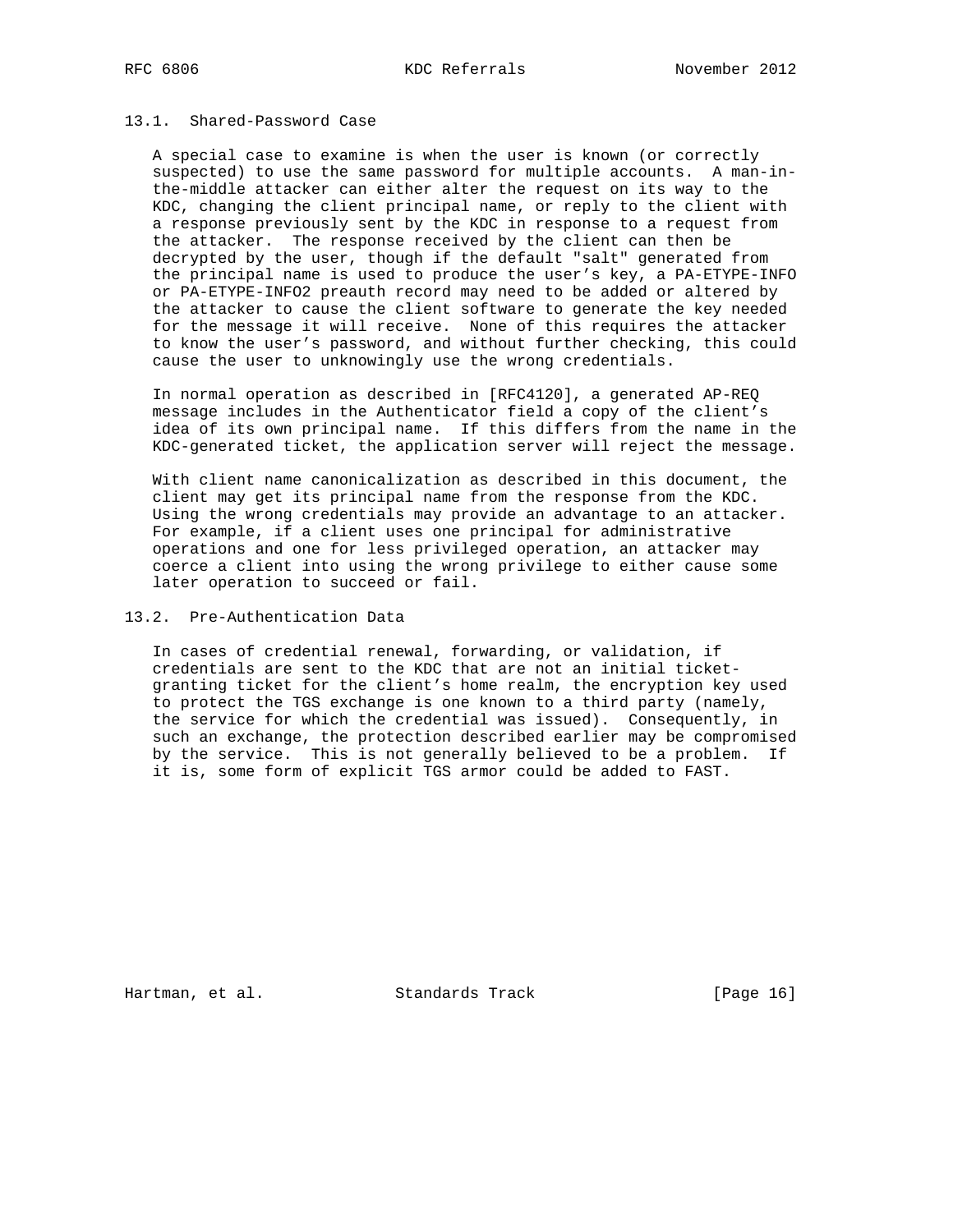### 13.1. Shared-Password Case

A special case to examine is when the user is known (or correctly suspected) to use the same password for multiple accounts. A man-in-the-middle attacker can either alter the request on its way to the KDC, changing the client principal name, or reply to the client with a response previously sent by the KDC in response to a request from the attacker. The response received by the client can then be decrypted by the user, though if the default "salt" generated from the principal name is used to produce the user's key, a PA-ETYPE-INFO or PA-ETYPE-INFO2 preauth record may need to be added or altered by the attacker to cause the client software to generate the key needed for the message it will receive. None of this requires the attacker to know the user's password, and without further checking, this could cause the user to unknowingly use the wrong credentials.

In normal operation as described in [RFC4120], a generated AP-REQ message includes in the Authenticator field a copy of the client's idea of its own principal name. If this differs from the name in the KDC-generated ticket, the application server will reject the message.

With client name canonicalization as described in this document, the client may get its principal name from the response from the KDC. Using the wrong credentials may provide an advantage to an attacker. For example, if a client uses one principal for administrative operations and one for less privileged operation, an attacker may coerce a client into using the wrong privilege to either cause some later operation to succeed or fail.

### 13.2. Pre-Authentication Data

In cases of credential renewal, forwarding, or validation, if credentials are sent to the KDC that are not an initial ticket-granting ticket for the client's home realm, the encryption key used to protect the TGS exchange is one known to a third party (namely, the service for which the credential was issued). Consequently, in such an exchange, the protection described earlier may be compromised by the service. This is not generally believed to be a problem. If it is, some form of explicit TGS armor could be added to FAST.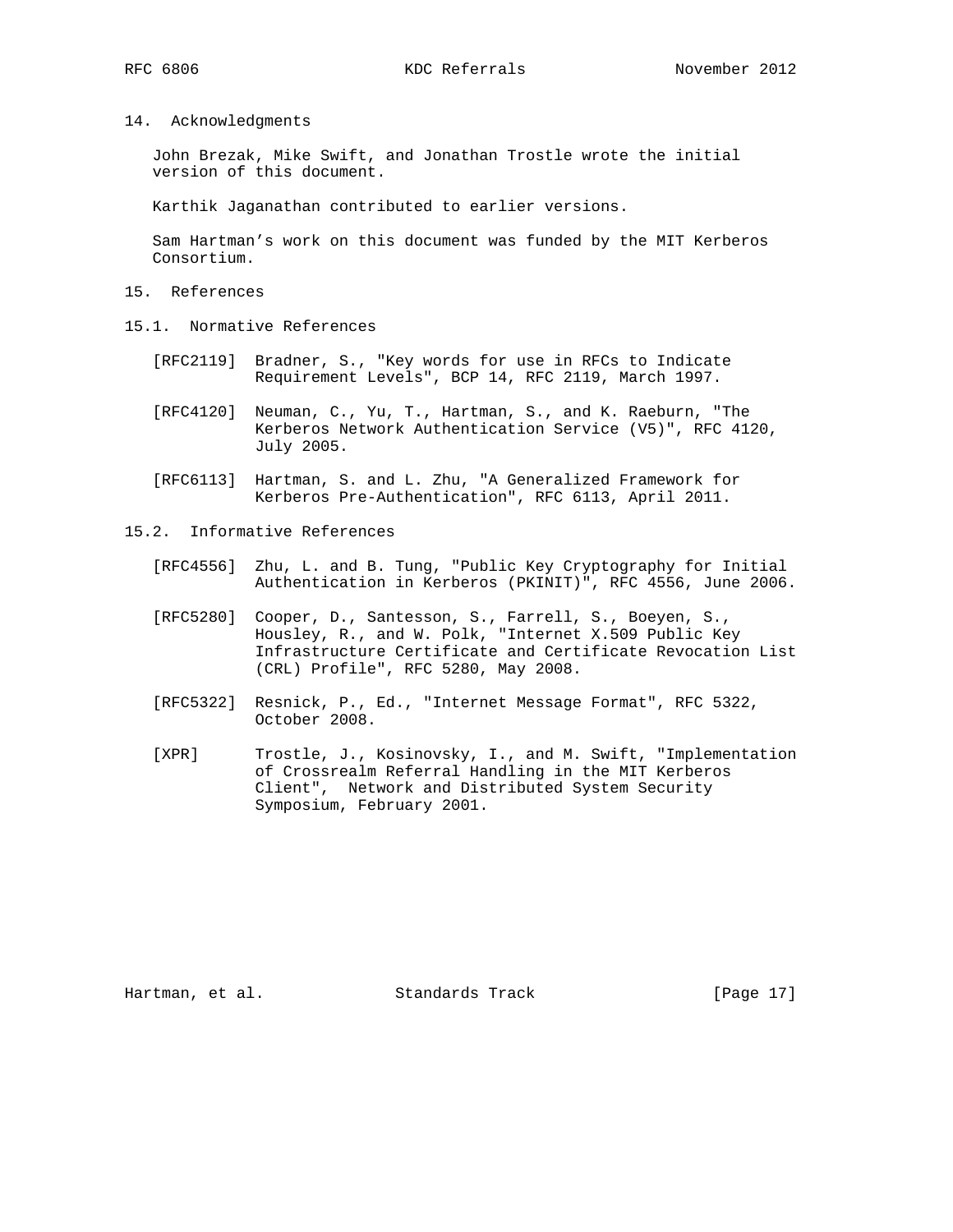## 14. Acknowledgments

John Brezak, Mike Swift, and Jonathan Trostle wrote the initial version of this document.

Karthik Jaganathan contributed to earlier versions.

Sam Hartman's work on this document was funded by the MIT Kerberos Consortium.

## 15. References

### 15.1. Normative References

[RFC2119] Bradner, S., "Key words for use in RFCs to Indicate Requirement Levels", BCP 14, RFC 2119, March 1997.

[RFC4120] Neuman, C., Yu, T., Hartman, S., and K. Raeburn, "The Kerberos Network Authentication Service (V5)", RFC 4120, July 2005.

[RFC6113] Hartman, S. and L. Zhu, "A Generalized Framework for Kerberos Pre-Authentication", RFC 6113, April 2011.

### 15.2. Informative References

[RFC4556] Zhu, L. and B. Tung, "Public Key Cryptography for Initial Authentication in Kerberos (PKINIT)", RFC 4556, June 2006.

[RFC5280] Cooper, D., Santesson, S., Farrell, S., Boeyen, S., Housley, R., and W. Polk, "Internet X.509 Public Key Infrastructure Certificate and Certificate Revocation List (CRL) Profile", RFC 5280, May 2008.

[RFC5322] Resnick, P., Ed., "Internet Message Format", RFC 5322, October 2008.

[XPR] Trostle, J., Kosinovsky, I., and M. Swift, "Implementation of Crossrealm Referral Handling in the MIT Kerberos Client", Network and Distributed System Security Symposium, February 2001.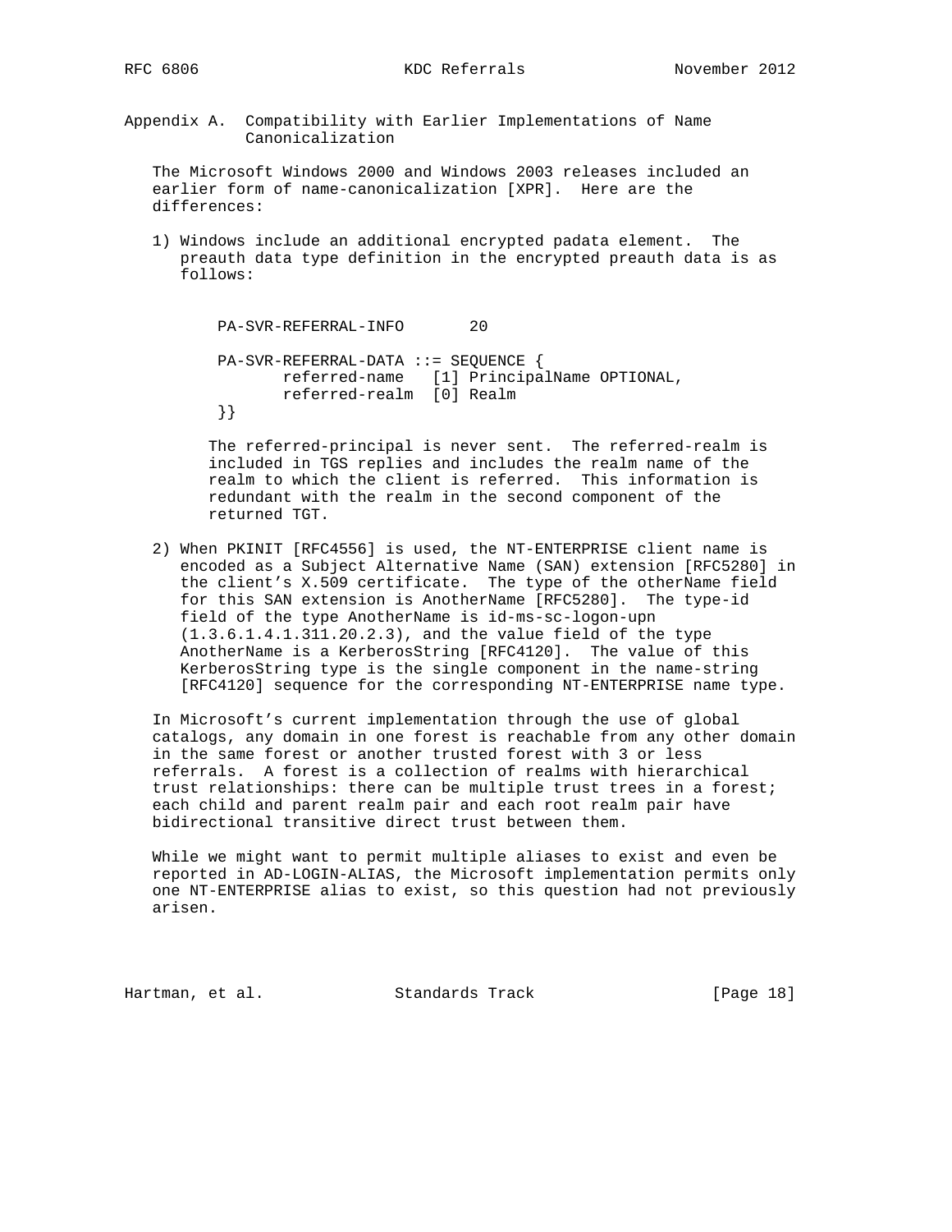## Appendix A. Compatibility with Earlier Implementations of Name Canonicalization

The Microsoft Windows 2000 and Windows 2003 releases included an earlier form of name-canonicalization [XPR]. Here are the differences:

1) Windows include an additional encrypted padata element. The preauth data type definition in the encrypted preauth data is as follows:

```
PA-SVR-REFERRAL-INFO       20

PA-SVR-REFERRAL-DATA ::= SEQUENCE {
       referred-name   [1] PrincipalName OPTIONAL,
       referred-realm  [0] Realm
}}
```

   The referred-principal is never sent. The referred-realm is included in TGS replies and includes the realm name of the realm to which the client is referred. This information is redundant with the realm in the second component of the returned TGT.

2) When PKINIT [RFC4556] is used, the NT-ENTERPRISE client name is encoded as a Subject Alternative Name (SAN) extension [RFC5280] in the client's X.509 certificate. The type of the otherName field for this SAN extension is AnotherName [RFC5280]. The type-id field of the type AnotherName is id-ms-sc-logon-upn (1.3.6.1.4.1.311.20.2.3), and the value field of the type AnotherName is a KerberosString [RFC4120]. The value of this KerberosString type is the single component in the name-string [RFC4120] sequence for the corresponding NT-ENTERPRISE name type.

In Microsoft's current implementation through the use of global catalogs, any domain in one forest is reachable from any other domain in the same forest or another trusted forest with 3 or less referrals. A forest is a collection of realms with hierarchical trust relationships: there can be multiple trust trees in a forest; each child and parent realm pair and each root realm pair have bidirectional transitive direct trust between them.

While we might want to permit multiple aliases to exist and even be reported in AD-LOGIN-ALIAS, the Microsoft implementation permits only one NT-ENTERPRISE alias to exist, so this question had not previously arisen.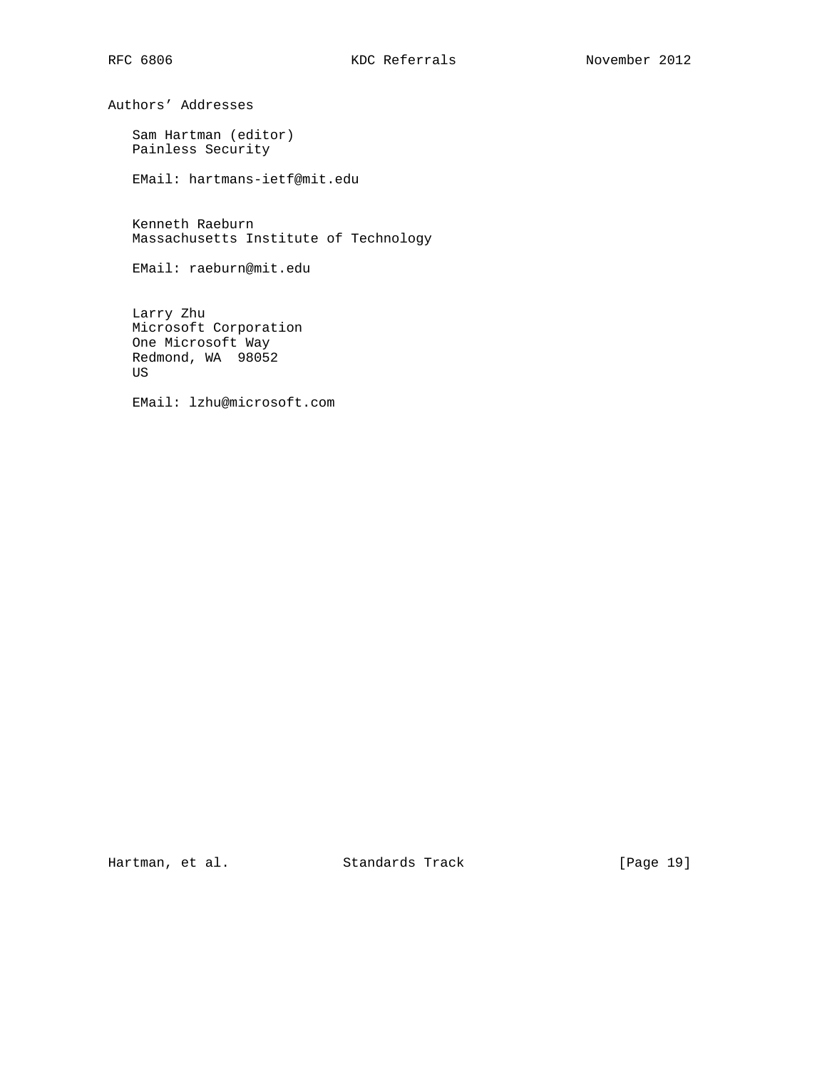## Authors' Addresses

Sam Hartman (editor)
Painless Security

EMail: hartmans-ietf@mit.edu

Kenneth Raeburn
Massachusetts Institute of Technology

EMail: raeburn@mit.edu

Larry Zhu
Microsoft Corporation
One Microsoft Way
Redmond, WA 98052
US

EMail: lzhu@microsoft.com